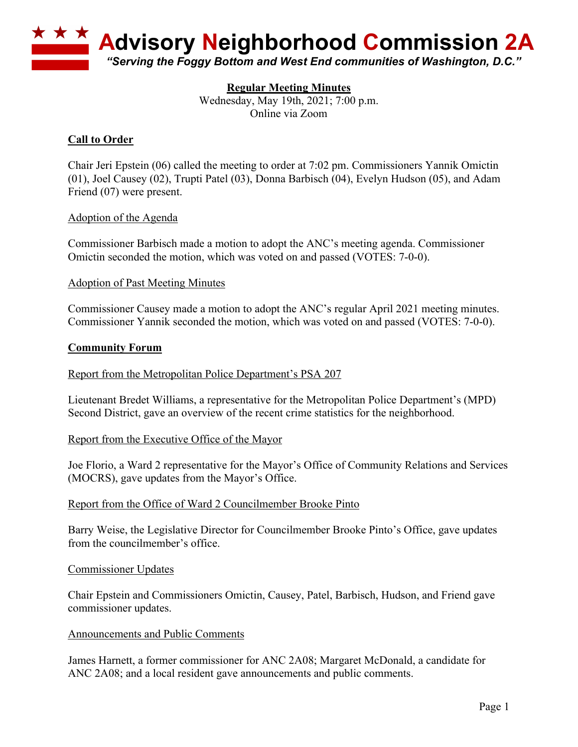# Advisory Neighborhood Commission 2A

*"Serving the Foggy Bottom and West End communities of Washington, D.C."*

**Regular Meeting Minutes**
Wednesday, May 19th, 2021; 7:00 p.m.
Online via Zoom

## Call to Order

Chair Jeri Epstein (06) called the meeting to order at 7:02 pm. Commissioners Yannik Omictin (01), Joel Causey (02), Trupti Patel (03), Donna Barbisch (04), Evelyn Hudson (05), and Adam Friend (07) were present.

### Adoption of the Agenda

Commissioner Barbisch made a motion to adopt the ANC's meeting agenda. Commissioner Omictin seconded the motion, which was voted on and passed (VOTES: 7-0-0).

### Adoption of Past Meeting Minutes

Commissioner Causey made a motion to adopt the ANC's regular April 2021 meeting minutes. Commissioner Yannik seconded the motion, which was voted on and passed (VOTES: 7-0-0).

## Community Forum

### Report from the Metropolitan Police Department's PSA 207

Lieutenant Bredet Williams, a representative for the Metropolitan Police Department's (MPD) Second District, gave an overview of the recent crime statistics for the neighborhood.

### Report from the Executive Office of the Mayor

Joe Florio, a Ward 2 representative for the Mayor's Office of Community Relations and Services (MOCRS), gave updates from the Mayor's Office.

### Report from the Office of Ward 2 Councilmember Brooke Pinto

Barry Weise, the Legislative Director for Councilmember Brooke Pinto's Office, gave updates from the councilmember's office.

### Commissioner Updates

Chair Epstein and Commissioners Omictin, Causey, Patel, Barbisch, Hudson, and Friend gave commissioner updates.

### Announcements and Public Comments

James Harnett, a former commissioner for ANC 2A08; Margaret McDonald, a candidate for ANC 2A08; and a local resident gave announcements and public comments.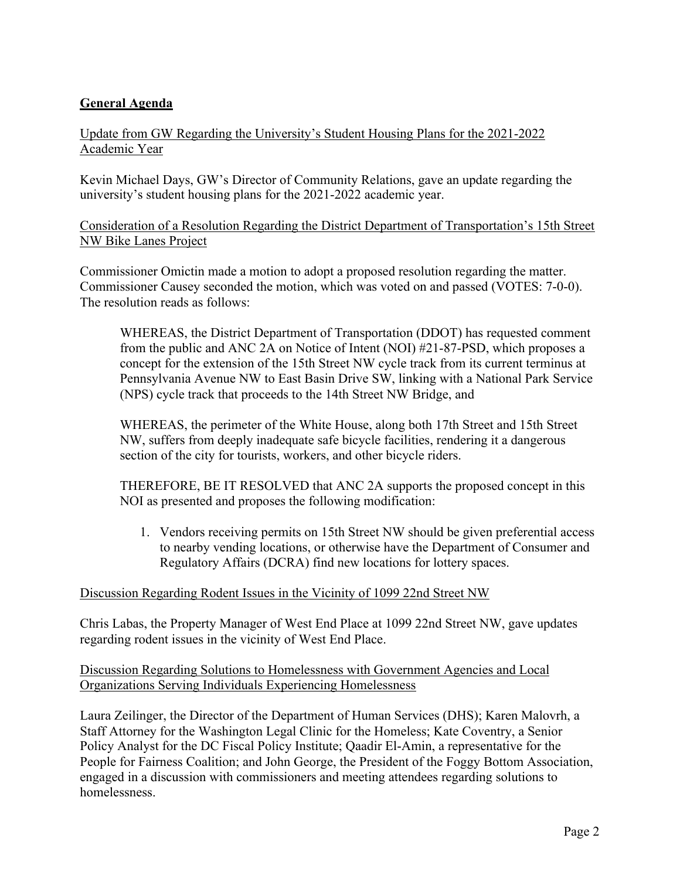## General Agenda

Update from GW Regarding the University's Student Housing Plans for the 2021-2022 Academic Year

Kevin Michael Days, GW's Director of Community Relations, gave an update regarding the university's student housing plans for the 2021-2022 academic year.

Consideration of a Resolution Regarding the District Department of Transportation's 15th Street NW Bike Lanes Project

Commissioner Omictin made a motion to adopt a proposed resolution regarding the matter. Commissioner Causey seconded the motion, which was voted on and passed (VOTES: 7-0-0). The resolution reads as follows:

> WHEREAS, the District Department of Transportation (DDOT) has requested comment from the public and ANC 2A on Notice of Intent (NOI) #21-87-PSD, which proposes a concept for the extension of the 15th Street NW cycle track from its current terminus at Pennsylvania Avenue NW to East Basin Drive SW, linking with a National Park Service (NPS) cycle track that proceeds to the 14th Street NW Bridge, and
>
> WHEREAS, the perimeter of the White House, along both 17th Street and 15th Street NW, suffers from deeply inadequate safe bicycle facilities, rendering it a dangerous section of the city for tourists, workers, and other bicycle riders.
>
> THEREFORE, BE IT RESOLVED that ANC 2A supports the proposed concept in this NOI as presented and proposes the following modification:
>
> 1. Vendors receiving permits on 15th Street NW should be given preferential access to nearby vending locations, or otherwise have the Department of Consumer and Regulatory Affairs (DCRA) find new locations for lottery spaces.

Discussion Regarding Rodent Issues in the Vicinity of 1099 22nd Street NW

Chris Labas, the Property Manager of West End Place at 1099 22nd Street NW, gave updates regarding rodent issues in the vicinity of West End Place.

Discussion Regarding Solutions to Homelessness with Government Agencies and Local Organizations Serving Individuals Experiencing Homelessness

Laura Zeilinger, the Director of the Department of Human Services (DHS); Karen Malovrh, a Staff Attorney for the Washington Legal Clinic for the Homeless; Kate Coventry, a Senior Policy Analyst for the DC Fiscal Policy Institute; Qaadir El-Amin, a representative for the People for Fairness Coalition; and John George, the President of the Foggy Bottom Association, engaged in a discussion with commissioners and meeting attendees regarding solutions to homelessness.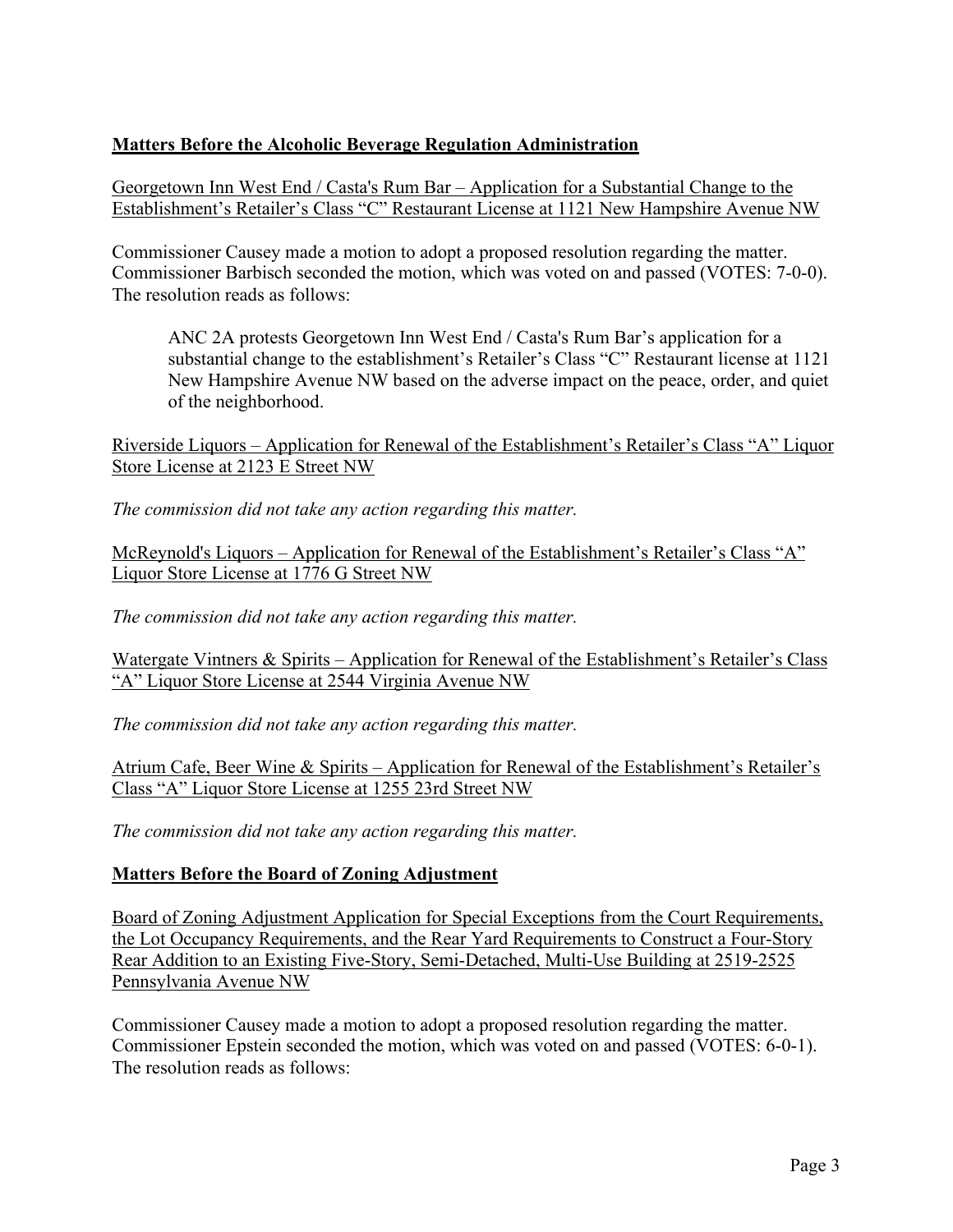## Matters Before the Alcoholic Beverage Regulation Administration

Georgetown Inn West End / Casta's Rum Bar – Application for a Substantial Change to the Establishment's Retailer's Class "C" Restaurant License at 1121 New Hampshire Avenue NW

Commissioner Causey made a motion to adopt a proposed resolution regarding the matter. Commissioner Barbisch seconded the motion, which was voted on and passed (VOTES: 7-0-0). The resolution reads as follows:

> ANC 2A protests Georgetown Inn West End / Casta's Rum Bar's application for a substantial change to the establishment's Retailer's Class "C" Restaurant license at 1121 New Hampshire Avenue NW based on the adverse impact on the peace, order, and quiet of the neighborhood.

Riverside Liquors – Application for Renewal of the Establishment's Retailer's Class "A" Liquor Store License at 2123 E Street NW

*The commission did not take any action regarding this matter.*

McReynold's Liquors – Application for Renewal of the Establishment's Retailer's Class "A" Liquor Store License at 1776 G Street NW

*The commission did not take any action regarding this matter.*

Watergate Vintners & Spirits – Application for Renewal of the Establishment's Retailer's Class "A" Liquor Store License at 2544 Virginia Avenue NW

*The commission did not take any action regarding this matter.*

Atrium Cafe, Beer Wine & Spirits – Application for Renewal of the Establishment's Retailer's Class "A" Liquor Store License at 1255 23rd Street NW

*The commission did not take any action regarding this matter.*

## Matters Before the Board of Zoning Adjustment

Board of Zoning Adjustment Application for Special Exceptions from the Court Requirements, the Lot Occupancy Requirements, and the Rear Yard Requirements to Construct a Four-Story Rear Addition to an Existing Five-Story, Semi-Detached, Multi-Use Building at 2519-2525 Pennsylvania Avenue NW

Commissioner Causey made a motion to adopt a proposed resolution regarding the matter. Commissioner Epstein seconded the motion, which was voted on and passed (VOTES: 6-0-1). The resolution reads as follows: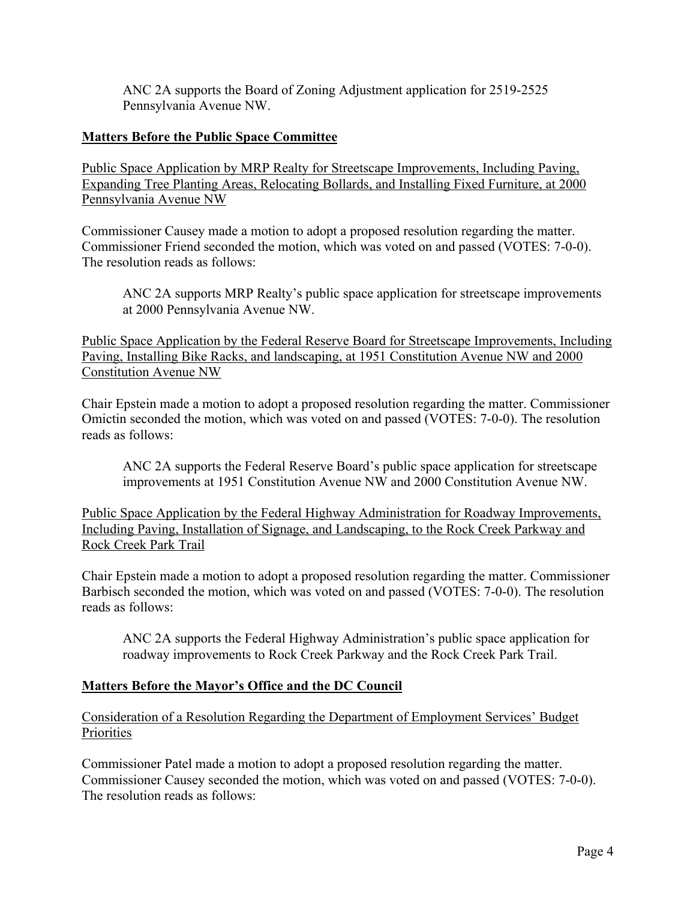> ANC 2A supports the Board of Zoning Adjustment application for 2519-2525 Pennsylvania Avenue NW.

**Matters Before the Public Space Committee**

Public Space Application by MRP Realty for Streetscape Improvements, Including Paving, Expanding Tree Planting Areas, Relocating Bollards, and Installing Fixed Furniture, at 2000 Pennsylvania Avenue NW

Commissioner Causey made a motion to adopt a proposed resolution regarding the matter. Commissioner Friend seconded the motion, which was voted on and passed (VOTES: 7-0-0). The resolution reads as follows:

> ANC 2A supports MRP Realty's public space application for streetscape improvements at 2000 Pennsylvania Avenue NW.

Public Space Application by the Federal Reserve Board for Streetscape Improvements, Including Paving, Installing Bike Racks, and landscaping, at 1951 Constitution Avenue NW and 2000 Constitution Avenue NW

Chair Epstein made a motion to adopt a proposed resolution regarding the matter. Commissioner Omictin seconded the motion, which was voted on and passed (VOTES: 7-0-0). The resolution reads as follows:

> ANC 2A supports the Federal Reserve Board's public space application for streetscape improvements at 1951 Constitution Avenue NW and 2000 Constitution Avenue NW.

Public Space Application by the Federal Highway Administration for Roadway Improvements, Including Paving, Installation of Signage, and Landscaping, to the Rock Creek Parkway and Rock Creek Park Trail

Chair Epstein made a motion to adopt a proposed resolution regarding the matter. Commissioner Barbisch seconded the motion, which was voted on and passed (VOTES: 7-0-0). The resolution reads as follows:

> ANC 2A supports the Federal Highway Administration's public space application for roadway improvements to Rock Creek Parkway and the Rock Creek Park Trail.

**Matters Before the Mayor's Office and the DC Council**

Consideration of a Resolution Regarding the Department of Employment Services' Budget Priorities

Commissioner Patel made a motion to adopt a proposed resolution regarding the matter. Commissioner Causey seconded the motion, which was voted on and passed (VOTES: 7-0-0). The resolution reads as follows: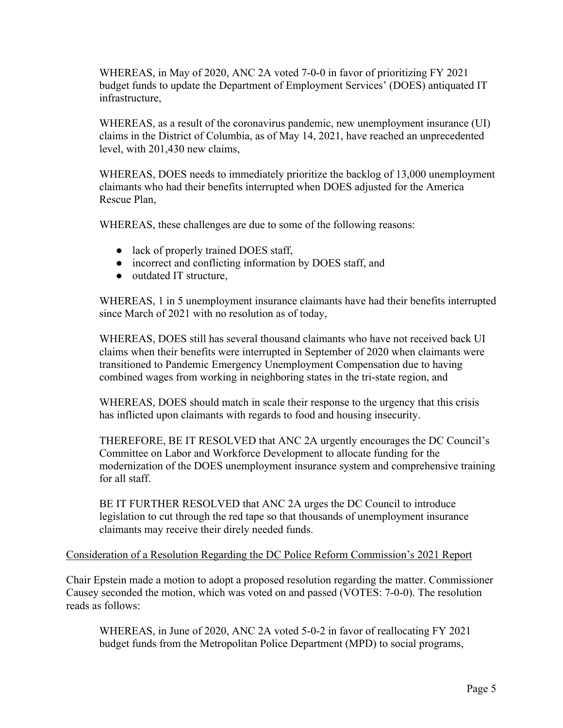WHEREAS, in May of 2020, ANC 2A voted 7-0-0 in favor of prioritizing FY 2021 budget funds to update the Department of Employment Services' (DOES) antiquated IT infrastructure,

WHEREAS, as a result of the coronavirus pandemic, new unemployment insurance (UI) claims in the District of Columbia, as of May 14, 2021, have reached an unprecedented level, with 201,430 new claims,

WHEREAS, DOES needs to immediately prioritize the backlog of 13,000 unemployment claimants who had their benefits interrupted when DOES adjusted for the America Rescue Plan,

WHEREAS, these challenges are due to some of the following reasons:

- lack of properly trained DOES staff,
- incorrect and conflicting information by DOES staff, and
- outdated IT structure,

WHEREAS, 1 in 5 unemployment insurance claimants have had their benefits interrupted since March of 2021 with no resolution as of today,

WHEREAS, DOES still has several thousand claimants who have not received back UI claims when their benefits were interrupted in September of 2020 when claimants were transitioned to Pandemic Emergency Unemployment Compensation due to having combined wages from working in neighboring states in the tri-state region, and

WHEREAS, DOES should match in scale their response to the urgency that this crisis has inflicted upon claimants with regards to food and housing insecurity.

THEREFORE, BE IT RESOLVED that ANC 2A urgently encourages the DC Council's Committee on Labor and Workforce Development to allocate funding for the modernization of the DOES unemployment insurance system and comprehensive training for all staff.

BE IT FURTHER RESOLVED that ANC 2A urges the DC Council to introduce legislation to cut through the red tape so that thousands of unemployment insurance claimants may receive their direly needed funds.

<u>Consideration of a Resolution Regarding the DC Police Reform Commission's 2021 Report</u>

Chair Epstein made a motion to adopt a proposed resolution regarding the matter. Commissioner Causey seconded the motion, which was voted on and passed (VOTES: 7-0-0). The resolution reads as follows:

WHEREAS, in June of 2020, ANC 2A voted 5-0-2 in favor of reallocating FY 2021 budget funds from the Metropolitan Police Department (MPD) to social programs,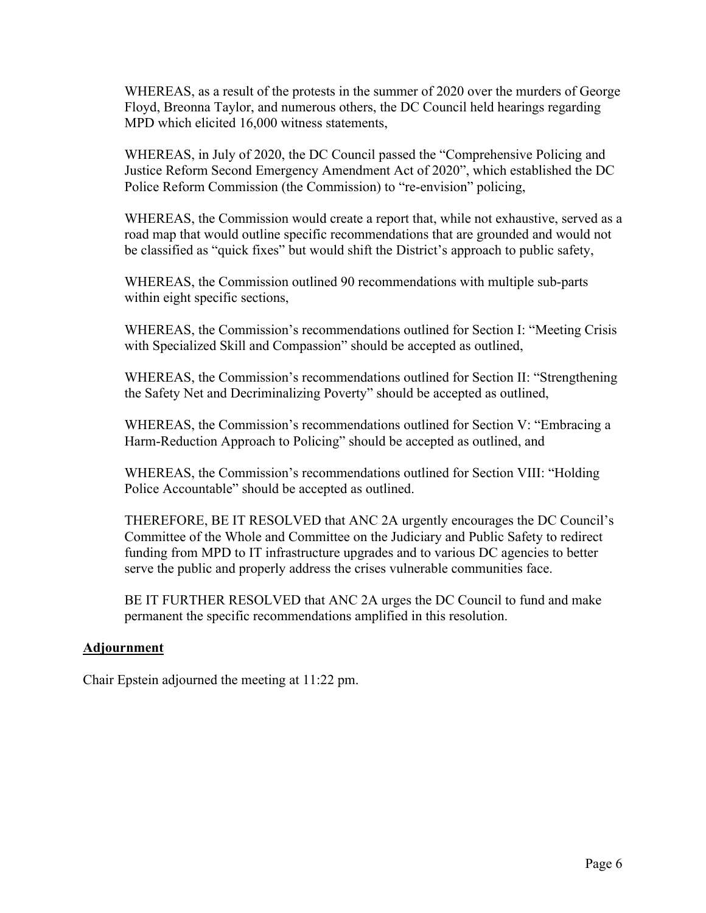WHEREAS, as a result of the protests in the summer of 2020 over the murders of George Floyd, Breonna Taylor, and numerous others, the DC Council held hearings regarding MPD which elicited 16,000 witness statements,

WHEREAS, in July of 2020, the DC Council passed the "Comprehensive Policing and Justice Reform Second Emergency Amendment Act of 2020", which established the DC Police Reform Commission (the Commission) to "re-envision" policing,

WHEREAS, the Commission would create a report that, while not exhaustive, served as a road map that would outline specific recommendations that are grounded and would not be classified as "quick fixes" but would shift the District's approach to public safety,

WHEREAS, the Commission outlined 90 recommendations with multiple sub-parts within eight specific sections,

WHEREAS, the Commission's recommendations outlined for Section I: "Meeting Crisis with Specialized Skill and Compassion" should be accepted as outlined,

WHEREAS, the Commission's recommendations outlined for Section II: "Strengthening the Safety Net and Decriminalizing Poverty" should be accepted as outlined,

WHEREAS, the Commission's recommendations outlined for Section V: "Embracing a Harm-Reduction Approach to Policing" should be accepted as outlined, and

WHEREAS, the Commission's recommendations outlined for Section VIII: "Holding Police Accountable" should be accepted as outlined.

THEREFORE, BE IT RESOLVED that ANC 2A urgently encourages the DC Council's Committee of the Whole and Committee on the Judiciary and Public Safety to redirect funding from MPD to IT infrastructure upgrades and to various DC agencies to better serve the public and properly address the crises vulnerable communities face.

BE IT FURTHER RESOLVED that ANC 2A urges the DC Council to fund and make permanent the specific recommendations amplified in this resolution.

## Adjournment

Chair Epstein adjourned the meeting at 11:22 pm.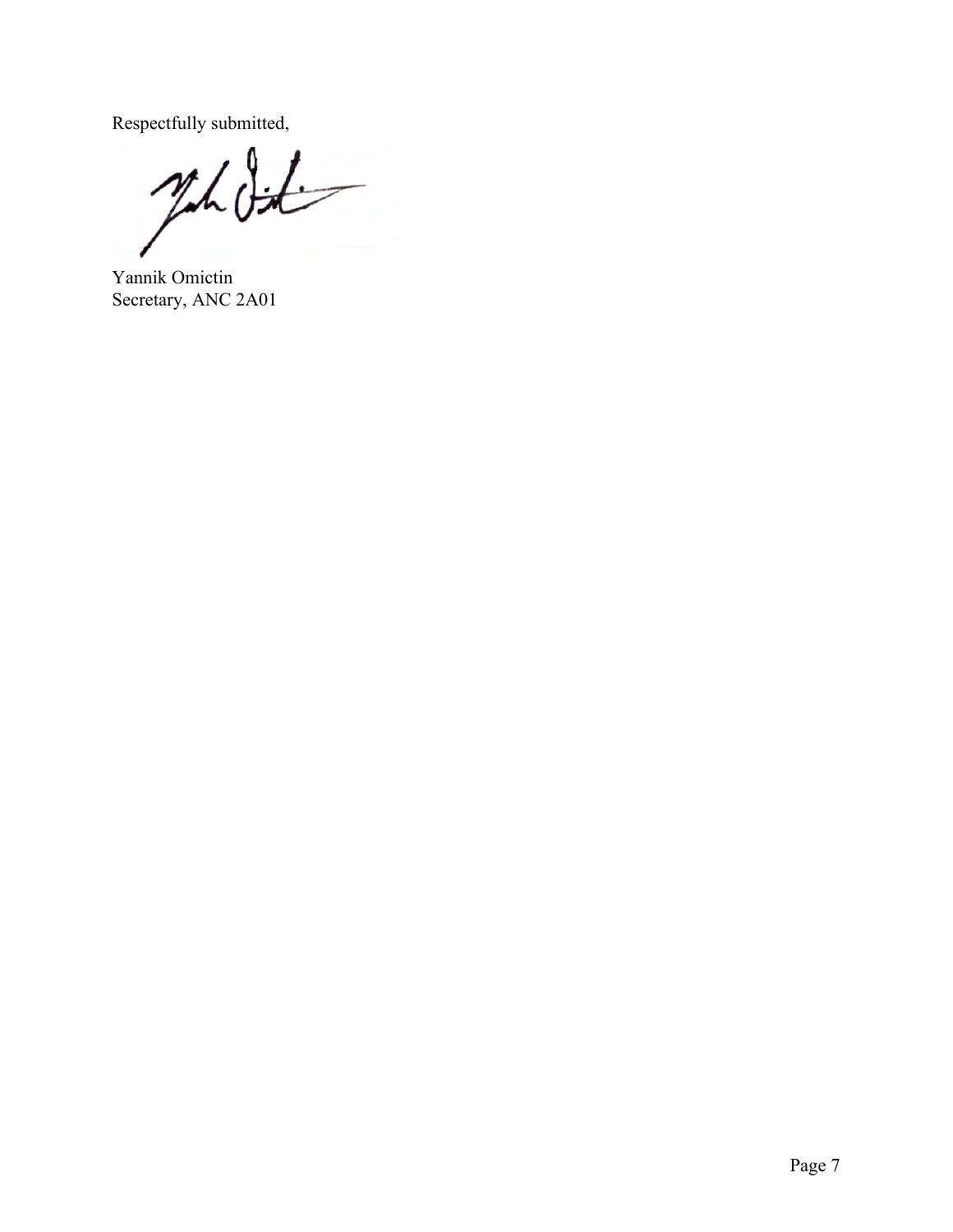Respectfully submitted,

Yannik Omictin
Secretary, ANC 2A01